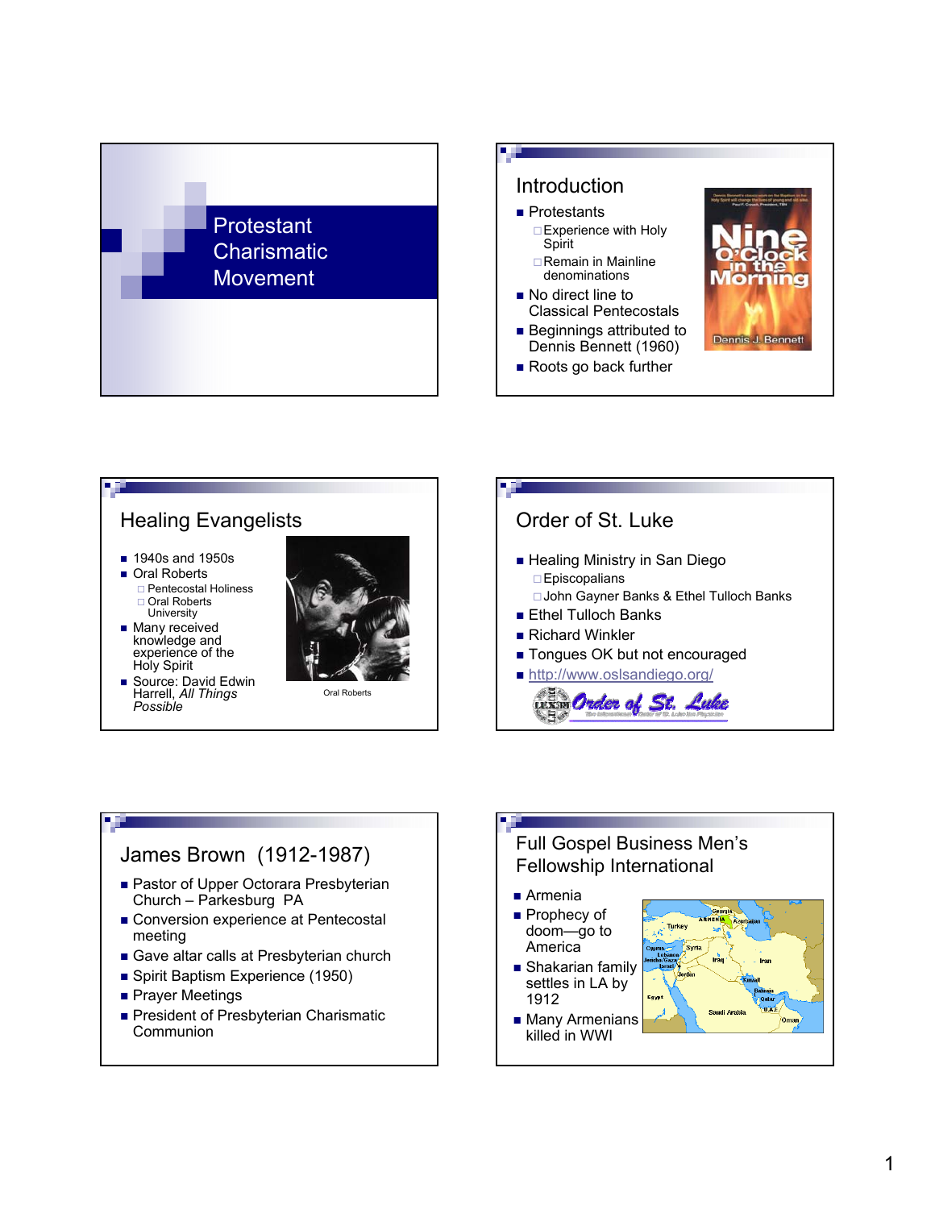# Protestant Charismatic Movement

## Introduction

- Protestants
  - Experience with Holy Spirit
  - Remain in Mainline denominations
- No direct line to Classical Pentecostals
- Beginnings attributed to Dennis Bennett (1960)
- Roots go back further

## Healing Evangelists

- 1940s and 1950s
- Oral Roberts
  - Pentecostal Holiness
  - Oral Roberts University
- Many received knowledge and experience of the Holy Spirit
- Source: David Edwin Harrell, *All Things Possible*

Oral Roberts

## Order of St. Luke

- Healing Ministry in San Diego
  - Episcopalians
  - John Gayner Banks & Ethel Tulloch Banks
- Ethel Tulloch Banks
- Richard Winkler
- Tongues OK but not encouraged
- http://www.oslsandiego.org/

## James Brown (1912-1987)

- Pastor of Upper Octorara Presbyterian Church – Parkesburg PA
- Conversion experience at Pentecostal meeting
- Gave altar calls at Presbyterian church
- Spirit Baptism Experience (1950)
- Prayer Meetings
- President of Presbyterian Charismatic Communion

## Full Gospel Business Men's Fellowship International

- Armenia
- Prophecy of doom—go to America
- Shakarian family settles in LA by 1912
- Many Armenians killed in WWI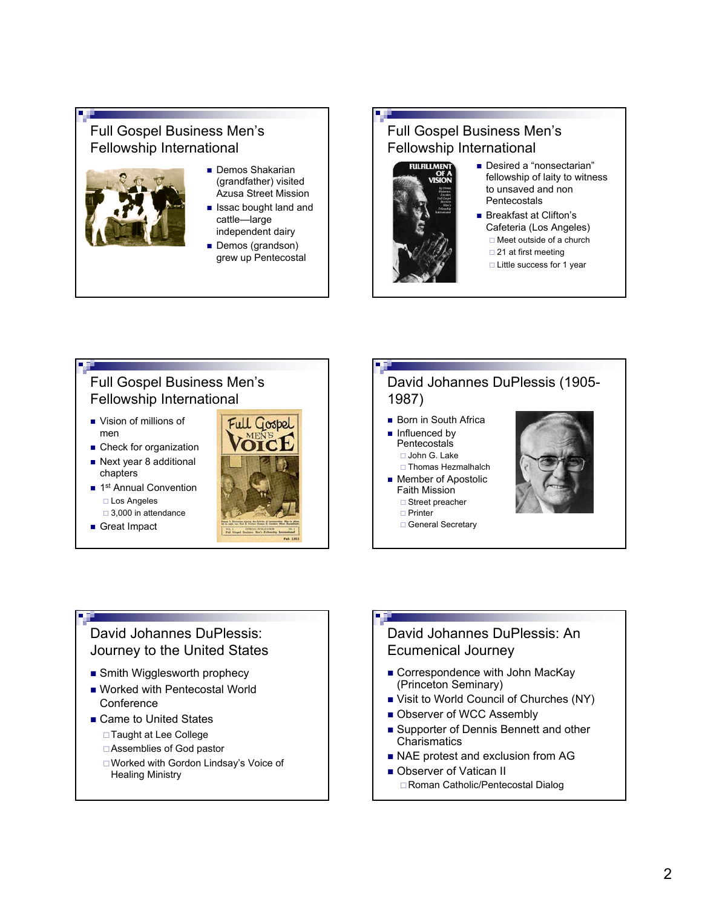## Full Gospel Business Men's Fellowship International

- Demos Shakarian (grandfather) visited Azusa Street Mission
- Issac bought land and cattle—large independent dairy
- Demos (grandson) grew up Pentecostal

## Full Gospel Business Men's Fellowship International

- Desired a "nonsectarian" fellowship of laity to witness to unsaved and non Pentecostals
- Breakfast at Clifton's Cafeteria (Los Angeles)
  - Meet outside of a church
  - 21 at first meeting
  - Little success for 1 year

## Full Gospel Business Men's Fellowship International

- Vision of millions of men
- Check for organization
- Next year 8 additional chapters
- 1st Annual Convention
  - Los Angeles
  - 3,000 in attendance
- Great Impact

## David Johannes DuPlessis (1905-1987)

- Born in South Africa
- Influenced by Pentecostals
  - John G. Lake
  - Thomas Hezmalhalch
- Member of Apostolic Faith Mission
  - Street preacher
  - Printer
  - General Secretary

## David Johannes DuPlessis: Journey to the United States

- Smith Wigglesworth prophecy
- Worked with Pentecostal World Conference
- Came to United States
  - Taught at Lee College
  - Assemblies of God pastor
  - Worked with Gordon Lindsay's Voice of Healing Ministry

## David Johannes DuPlessis: An Ecumenical Journey

- Correspondence with John MacKay (Princeton Seminary)
- Visit to World Council of Churches (NY)
- Observer of WCC Assembly
- Supporter of Dennis Bennett and other Charismatics
- NAE protest and exclusion from AG
- Observer of Vatican II
  - Roman Catholic/Pentecostal Dialog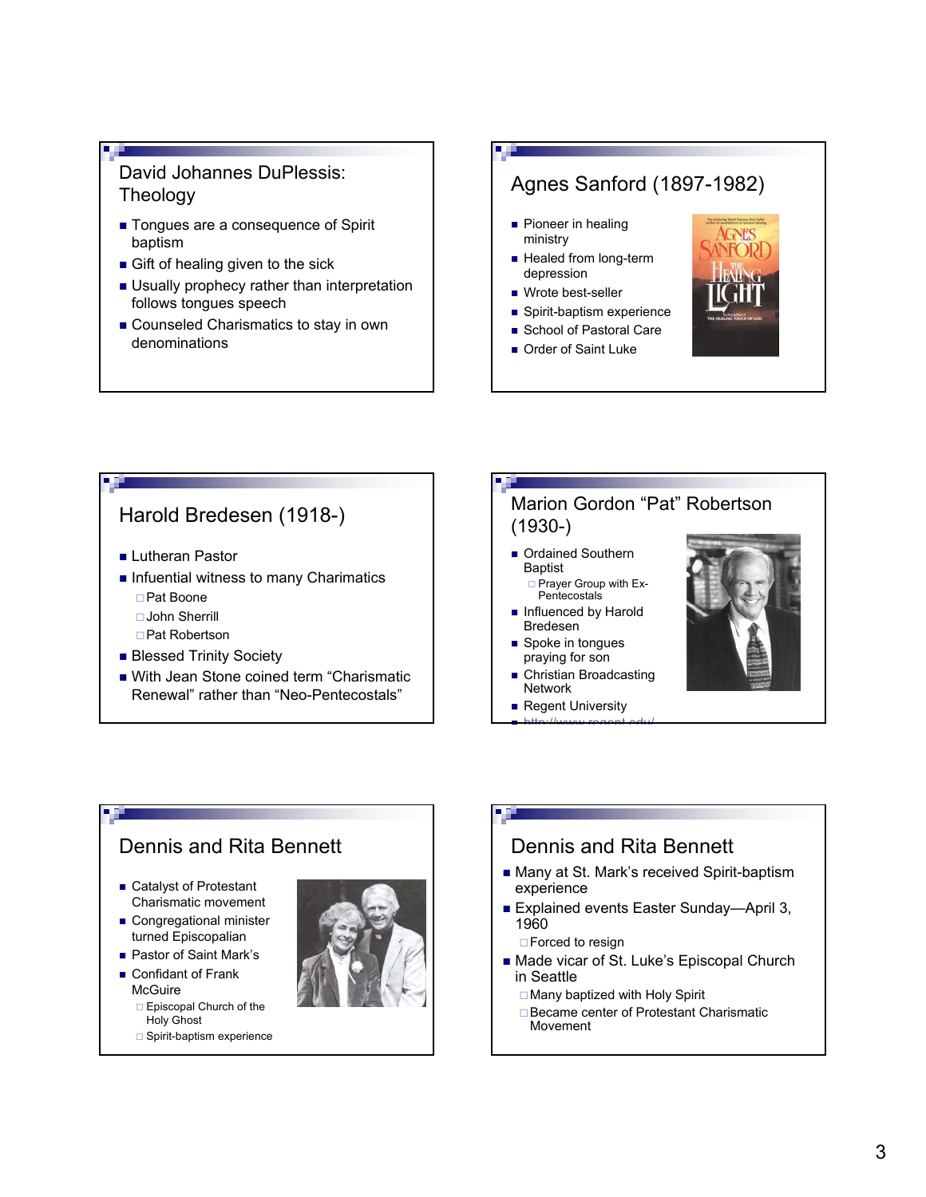## David Johannes DuPlessis: Theology

- Tongues are a consequence of Spirit baptism
- Gift of healing given to the sick
- Usually prophecy rather than interpretation follows tongues speech
- Counseled Charismatics to stay in own denominations

## Agnes Sanford (1897-1982)

- Pioneer in healing ministry
- Healed from long-term depression
- Wrote best-seller
- Spirit-baptism experience
- School of Pastoral Care
- Order of Saint Luke

## Harold Bredesen (1918-)

- Lutheran Pastor
- Infuential witness to many Charimatics
  - Pat Boone
  - John Sherrill
  - Pat Robertson
- Blessed Trinity Society
- With Jean Stone coined term "Charismatic Renewal" rather than "Neo-Pentecostals"

## Marion Gordon "Pat" Robertson (1930-)

- Ordained Southern Baptist
  - Prayer Group with Ex-Pentecostals
- Influenced by Harold Bredesen
- Spoke in tongues praying for son
- Christian Broadcasting Network
- Regent University
- http://www.regent.edu/

## Dennis and Rita Bennett

- Catalyst of Protestant Charismatic movement
- Congregational minister turned Episcopalian
- Pastor of Saint Mark's
- Confidant of Frank McGuire
  - Episcopal Church of the Holy Ghost
  - Spirit-baptism experience

## Dennis and Rita Bennett

- Many at St. Mark's received Spirit-baptism experience
- Explained events Easter Sunday—April 3, 1960
  - Forced to resign
- Made vicar of St. Luke's Episcopal Church in Seattle
  - Many baptized with Holy Spirit
  - Became center of Protestant Charismatic Movement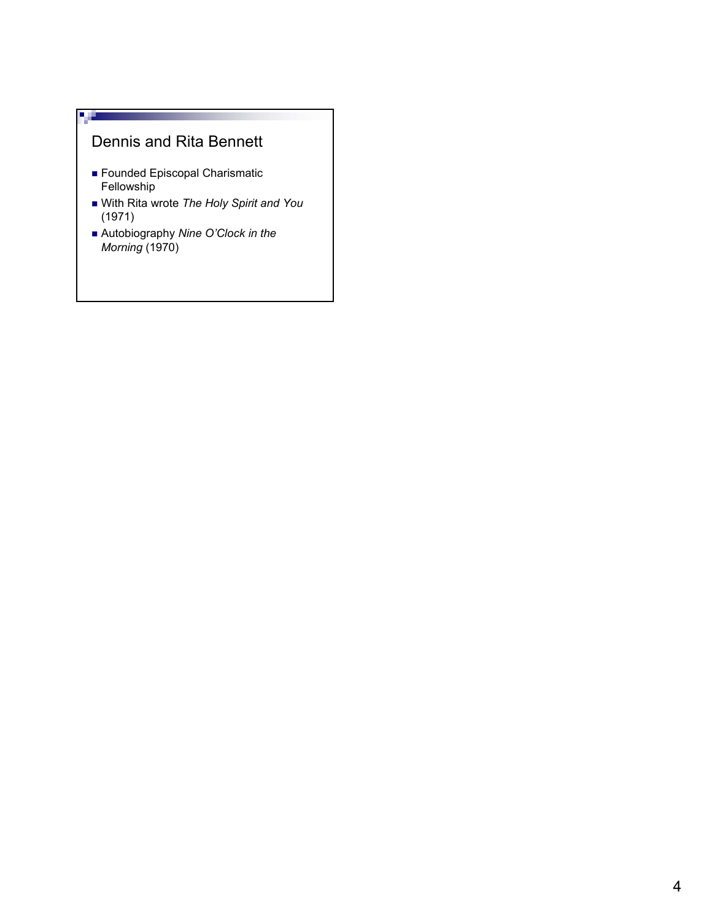## Dennis and Rita Bennett

- Founded Episcopal Charismatic Fellowship
- With Rita wrote *The Holy Spirit and You* (1971)
- Autobiography *Nine O'Clock in the Morning* (1970)